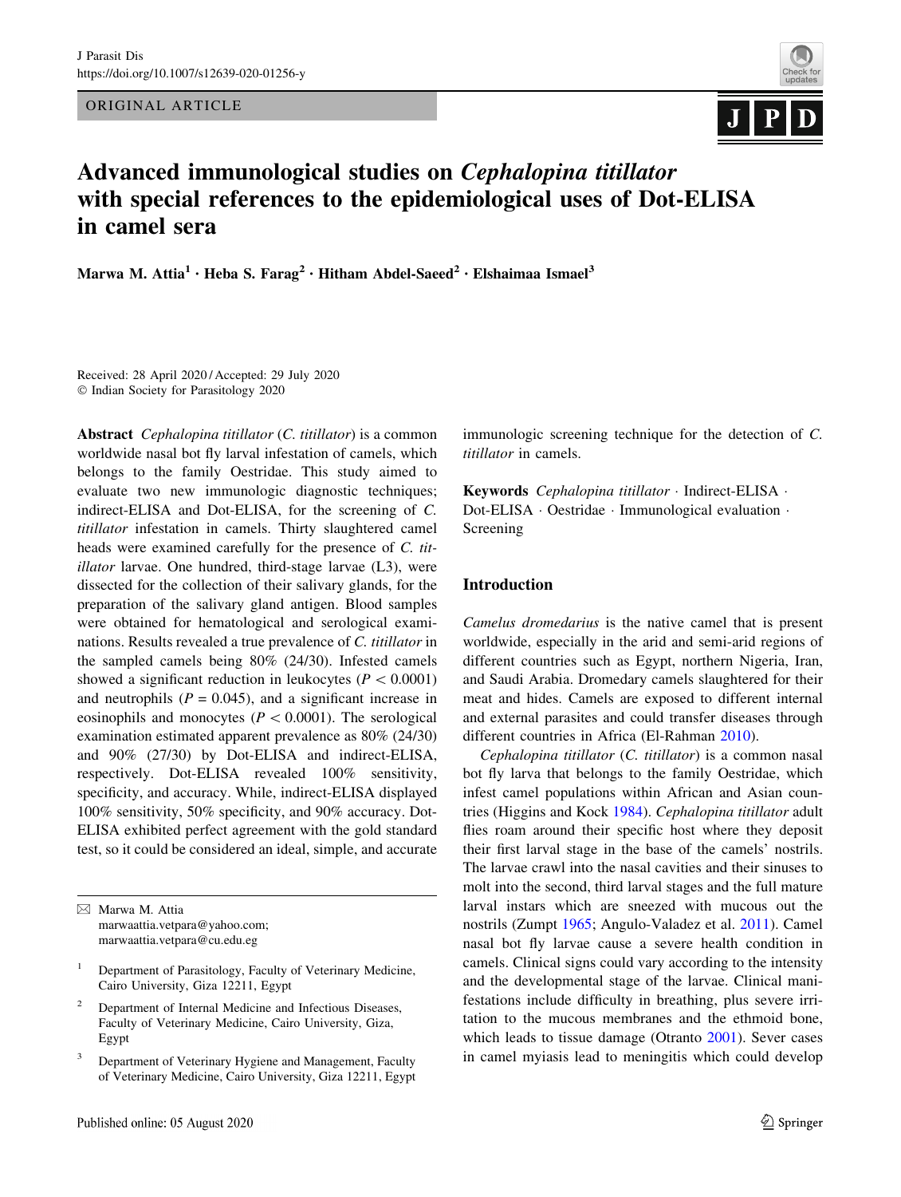ORIGINAL ARTICLE

# Advanced immunological studies on *Cephalopina titillator* with special references to the epidemiological uses of Dot-ELISA in camel sera

**Marwa M. Attia[1] · Heba S. Farag[2] · Hitham Abdel-Saeed[2] · Elshaimaa Ismael[3]**

Received: 28 April 2020 / Accepted: 29 July 2020
© Indian Society for Parasitology 2020

**Abstract** *Cephalopina titillator* (*C. titillator*) is a common worldwide nasal bot fly larval infestation of camels, which belongs to the family Oestridae. This study aimed to evaluate two new immunologic diagnostic techniques; indirect-ELISA and Dot-ELISA, for the screening of *C. titillator* infestation in camels. Thirty slaughtered camel heads were examined carefully for the presence of *C. titillator* larvae. One hundred, third-stage larvae (L3), were dissected for the collection of their salivary glands, for the preparation of the salivary gland antigen. Blood samples were obtained for hematological and serological examinations. Results revealed a true prevalence of *C. titillator* in the sampled camels being 80% (24/30). Infested camels showed a significant reduction in leukocytes ($P < 0.0001$) and neutrophils ($P = 0.045$), and a significant increase in eosinophils and monocytes ($P < 0.0001$). The serological examination estimated apparent prevalence as 80% (24/30) and 90% (27/30) by Dot-ELISA and indirect-ELISA, respectively. Dot-ELISA revealed 100% sensitivity, specificity, and accuracy. While, indirect-ELISA displayed 100% sensitivity, 50% specificity, and 90% accuracy. Dot-ELISA exhibited perfect agreement with the gold standard test, so it could be considered an ideal, simple, and accurate immunologic screening technique for the detection of *C. titillator* in camels.

**Keywords** *Cephalopina titillator* · Indirect-ELISA · Dot-ELISA · Oestridae · Immunological evaluation · Screening

## Introduction

*Camelus dromedarius* is the native camel that is present worldwide, especially in the arid and semi-arid regions of different countries such as Egypt, northern Nigeria, Iran, and Saudi Arabia. Dromedary camels slaughtered for their meat and hides. Camels are exposed to different internal and external parasites and could transfer diseases through different countries in Africa (El-Rahman 2010).

*Cephalopina titillator* (*C. titillator*) is a common nasal bot fly larva that belongs to the family Oestridae, which infest camel populations within African and Asian countries (Higgins and Kock 1984). *Cephalopina titillator* adult flies roam around their specific host where they deposit their first larval stage in the base of the camels' nostrils. The larvae crawl into the nasal cavities and their sinuses to molt into the second, third larval stages and the full mature larval instars which are sneezed with mucous out the nostrils (Zumpt 1965; Angulo-Valadez et al. 2011). Camel nasal bot fly larvae cause a severe health condition in camels. Clinical signs could vary according to the intensity and the developmental stage of the larvae. Clinical manifestations include difficulty in breathing, plus severe irritation to the mucous membranes and the ethmoid bone, which leads to tissue damage (Otranto 2001). Sever cases in camel myiasis lead to meningitis which could develop

---

✉ Marwa M. Attia
marwaattia.vetpara@yahoo.com;
marwaattia.vetpara@cu.edu.eg

[1] Department of Parasitology, Faculty of Veterinary Medicine, Cairo University, Giza 12211, Egypt

[2] Department of Internal Medicine and Infectious Diseases, Faculty of Veterinary Medicine, Cairo University, Giza, Egypt

[3] Department of Veterinary Hygiene and Management, Faculty of Veterinary Medicine, Cairo University, Giza 12211, Egypt

Published online: 05 August 2020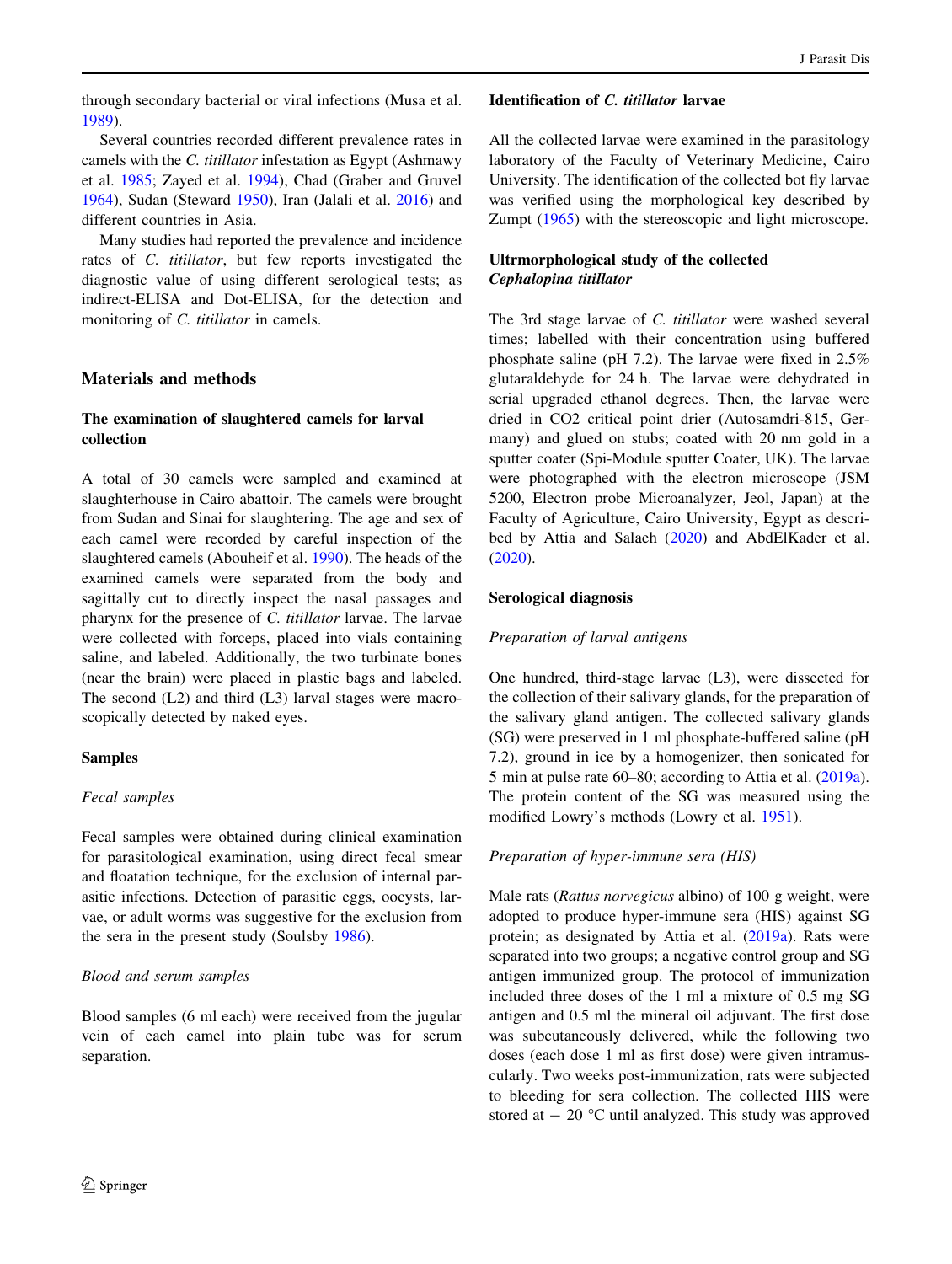through secondary bacterial or viral infections (Musa et al. 1989).

Several countries recorded different prevalence rates in camels with the *C. titillator* infestation as Egypt (Ashmawy et al. 1985; Zayed et al. 1994), Chad (Graber and Gruvel 1964), Sudan (Steward 1950), Iran (Jalali et al. 2016) and different countries in Asia.

Many studies had reported the prevalence and incidence rates of *C. titillator*, but few reports investigated the diagnostic value of using different serological tests; as indirect-ELISA and Dot-ELISA, for the detection and monitoring of *C. titillator* in camels.

## Materials and methods

### The examination of slaughtered camels for larval collection

A total of 30 camels were sampled and examined at slaughterhouse in Cairo abattoir. The camels were brought from Sudan and Sinai for slaughtering. The age and sex of each camel were recorded by careful inspection of the slaughtered camels (Abouheif et al. 1990). The heads of the examined camels were separated from the body and sagittally cut to directly inspect the nasal passages and pharynx for the presence of *C. titillator* larvae. The larvae were collected with forceps, placed into vials containing saline, and labeled. Additionally, the two turbinate bones (near the brain) were placed in plastic bags and labeled. The second (L2) and third (L3) larval stages were macroscopically detected by naked eyes.

### Samples

#### *Fecal samples*

Fecal samples were obtained during clinical examination for parasitological examination, using direct fecal smear and floatation technique, for the exclusion of internal parasitic infections. Detection of parasitic eggs, oocysts, larvae, or adult worms was suggestive for the exclusion from the sera in the present study (Soulsby 1986).

#### *Blood and serum samples*

Blood samples (6 ml each) were received from the jugular vein of each camel into plain tube was for serum separation.

### Identification of *C. titillator* larvae

All the collected larvae were examined in the parasitology laboratory of the Faculty of Veterinary Medicine, Cairo University. The identification of the collected bot fly larvae was verified using the morphological key described by Zumpt (1965) with the stereoscopic and light microscope.

### Ultrmorphological study of the collected *Cephalopina titillator*

The 3rd stage larvae of *C. titillator* were washed several times; labelled with their concentration using buffered phosphate saline (pH 7.2). The larvae were fixed in 2.5% glutaraldehyde for 24 h. The larvae were dehydrated in serial upgraded ethanol degrees. Then, the larvae were dried in $CO_2$ critical point drier (Autosamdri-815, Germany) and glued on stubs; coated with 20 nm gold in a sputter coater (Spi-Module sputter Coater, UK). The larvae were photographed with the electron microscope (JSM 5200, Electron probe Microanalyzer, Jeol, Japan) at the Faculty of Agriculture, Cairo University, Egypt as described by Attia and Salaeh (2020) and AbdElKader et al. (2020).

### Serological diagnosis

#### *Preparation of larval antigens*

One hundred, third-stage larvae (L3), were dissected for the collection of their salivary glands, for the preparation of the salivary gland antigen. The collected salivary glands (SG) were preserved in 1 ml phosphate-buffered saline (pH 7.2), ground in ice by a homogenizer, then sonicated for 5 min at pulse rate 60–80; according to Attia et al. (2019a). The protein content of the SG was measured using the modified Lowry's methods (Lowry et al. 1951).

#### *Preparation of hyper-immune sera (HIS)*

Male rats (*Rattus norvegicus* albino) of 100 g weight, were adopted to produce hyper-immune sera (HIS) against SG protein; as designated by Attia et al. (2019a). Rats were separated into two groups; a negative control group and SG antigen immunized group. The protocol of immunization included three doses of the 1 ml a mixture of 0.5 mg SG antigen and 0.5 ml the mineral oil adjuvant. The first dose was subcutaneously delivered, while the following two doses (each dose 1 ml as first dose) were given intramuscularly. Two weeks post-immunization, rats were subjected to bleeding for sera collection. The collected HIS were stored at − 20 °C until analyzed. This study was approved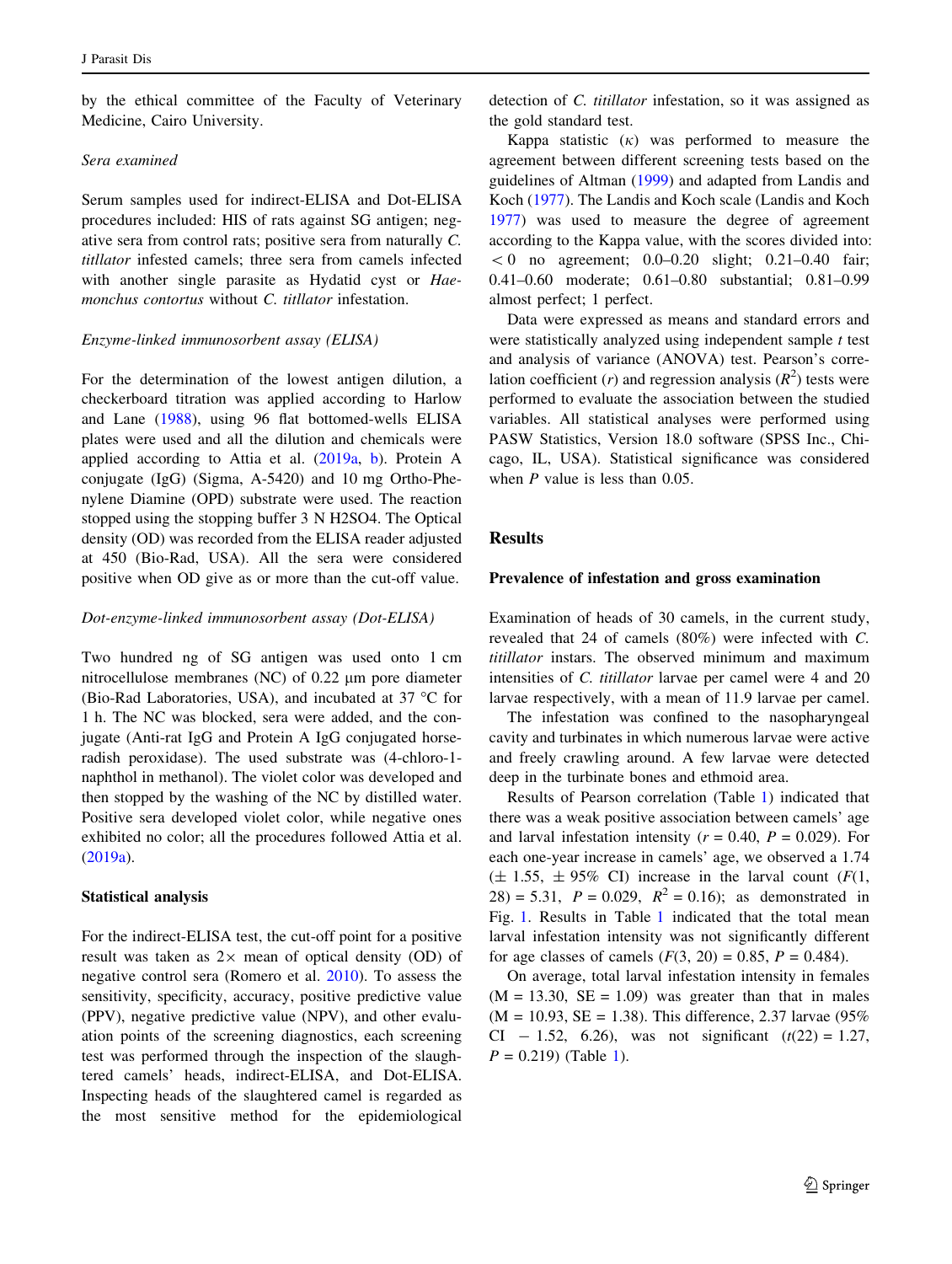by the ethical committee of the Faculty of Veterinary Medicine, Cairo University.

*Sera examined*

Serum samples used for indirect-ELISA and Dot-ELISA procedures included: HIS of rats against SG antigen; negative sera from control rats; positive sera from naturally *C. titllator* infested camels; three sera from camels infected with another single parasite as Hydatid cyst or *Haemonchus contortus* without *C. titllator* infestation.

*Enzyme-linked immunosorbent assay (ELISA)*

For the determination of the lowest antigen dilution, a checkerboard titration was applied according to Harlow and Lane (1988), using 96 flat bottomed-wells ELISA plates were used and all the dilution and chemicals were applied according to Attia et al. (2019a, b). Protein A conjugate (IgG) (Sigma, A-5420) and 10 mg Ortho-Phenylene Diamine (OPD) substrate were used. The reaction stopped using the stopping buffer 3 N H2SO4. The Optical density (OD) was recorded from the ELISA reader adjusted at 450 (Bio-Rad, USA). All the sera were considered positive when OD give as or more than the cut-off value.

*Dot-enzyme-linked immunosorbent assay (Dot-ELISA)*

Two hundred ng of SG antigen was used onto 1 cm nitrocellulose membranes (NC) of 0.22 µm pore diameter (Bio-Rad Laboratories, USA), and incubated at 37 °C for 1 h. The NC was blocked, sera were added, and the conjugate (Anti-rat IgG and Protein A IgG conjugated horseradish peroxidase). The used substrate was (4-chloro-1-naphthol in methanol). The violet color was developed and then stopped by the washing of the NC by distilled water. Positive sera developed violet color, while negative ones exhibited no color; all the procedures followed Attia et al. (2019a).

### Statistical analysis

For the indirect-ELISA test, the cut-off point for a positive result was taken as 2× mean of optical density (OD) of negative control sera (Romero et al. 2010). To assess the sensitivity, specificity, accuracy, positive predictive value (PPV), negative predictive value (NPV), and other evaluation points of the screening diagnostics, each screening test was performed through the inspection of the slaughtered camels' heads, indirect-ELISA, and Dot-ELISA. Inspecting heads of the slaughtered camel is regarded as the most sensitive method for the epidemiological detection of *C. titillator* infestation, so it was assigned as the gold standard test.

Kappa statistic ($\kappa$) was performed to measure the agreement between different screening tests based on the guidelines of Altman (1999) and adapted from Landis and Koch (1977). The Landis and Koch scale (Landis and Koch 1977) was used to measure the degree of agreement according to the Kappa value, with the scores divided into: $< 0$ no agreement; 0.0–0.20 slight; 0.21–0.40 fair; 0.41–0.60 moderate; 0.61–0.80 substantial; 0.81–0.99 almost perfect; 1 perfect.

Data were expressed as means and standard errors and were statistically analyzed using independent sample $t$ test and analysis of variance (ANOVA) test. Pearson's correlation coefficient ($r$) and regression analysis ($R^2$) tests were performed to evaluate the association between the studied variables. All statistical analyses were performed using PASW Statistics, Version 18.0 software (SPSS Inc., Chicago, IL, USA). Statistical significance was considered when $P$ value is less than 0.05.

## Results

### Prevalence of infestation and gross examination

Examination of heads of 30 camels, in the current study, revealed that 24 of camels (80%) were infected with *C. titillator* instars. The observed minimum and maximum intensities of *C. titillator* larvae per camel were 4 and 20 larvae respectively, with a mean of 11.9 larvae per camel.

The infestation was confined to the nasopharyngeal cavity and turbinates in which numerous larvae were active and freely crawling around. A few larvae were detected deep in the turbinate bones and ethmoid area.

Results of Pearson correlation (Table 1) indicated that there was a weak positive association between camels' age and larval infestation intensity ($r = 0.40$, $P = 0.029$). For each one-year increase in camels' age, we observed a 1.74 ($\pm$ 1.55, $\pm$ 95% CI) increase in the larval count ($F(1, 28) = 5.31$, $P = 0.029$, $R^2 = 0.16$); as demonstrated in Fig. 1. Results in Table 1 indicated that the total mean larval infestation intensity was not significantly different for age classes of camels ($F(3, 20) = 0.85$, $P = 0.484$).

On average, total larval infestation intensity in females ($M = 13.30$, $SE = 1.09$) was greater than that in males ($M = 10.93$, $SE = 1.38$). This difference, 2.37 larvae (95% CI $-$ 1.52, 6.26), was not significant ($t(22) = 1.27$, $P = 0.219$) (Table 1).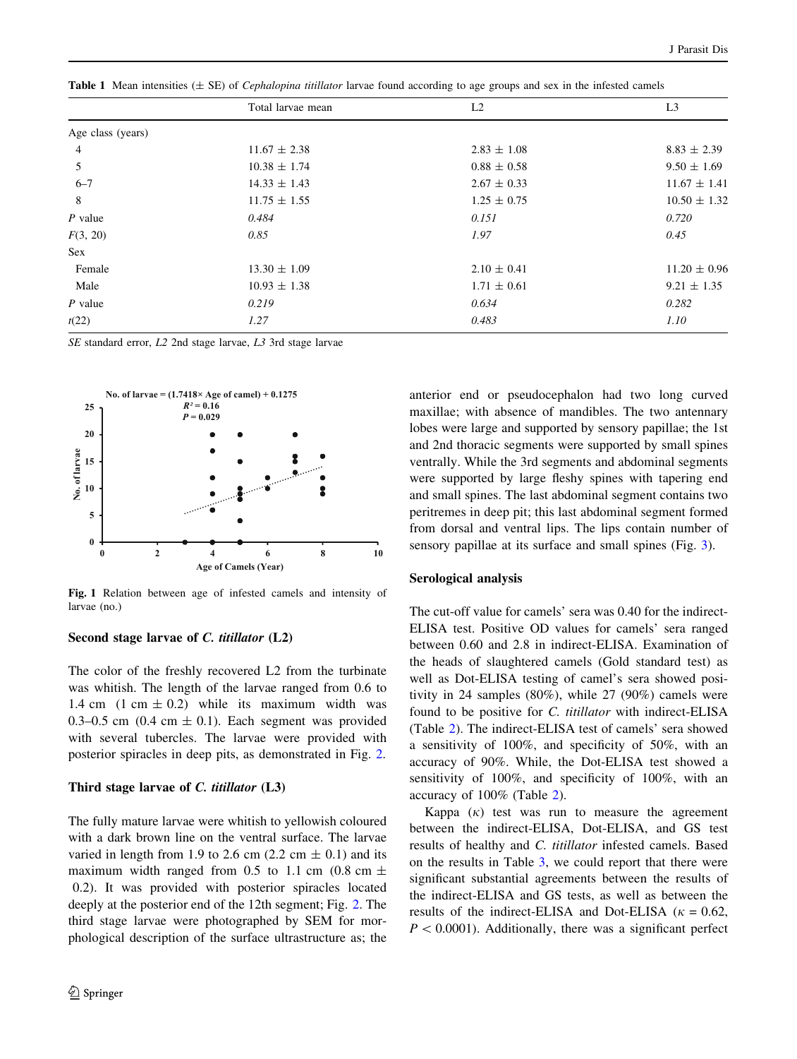**Table 1** Mean intensities (± SE) of *Cephalopina titillator* larvae found according to age groups and sex in the infested camels

| | Total larvae mean | L2 | L3 |
|---|---|---|---|
| Age class (years) | | | |
| 4 | 11.67 ± 2.38 | 2.83 ± 1.08 | 8.83 ± 2.39 |
| 5 | 10.38 ± 1.74 | 0.88 ± 0.58 | 9.50 ± 1.69 |
| 6–7 | 14.33 ± 1.43 | 2.67 ± 0.33 | 11.67 ± 1.41 |
| 8 | 11.75 ± 1.55 | 1.25 ± 0.75 | 10.50 ± 1.32 |
| *P* value | *0.484* | *0.151* | *0.720* |
| $F(3, 20)$ | *0.85* | *1.97* | *0.45* |
| Sex | | | |
| Female | 13.30 ± 1.09 | 2.10 ± 0.41 | 11.20 ± 0.96 |
| Male | 10.93 ± 1.38 | 1.71 ± 0.61 | 9.21 ± 1.35 |
| *P* value | *0.219* | *0.634* | *0.282* |
| $t(22)$ | *1.27* | *0.483* | *1.10* |

*SE* standard error, *L2* 2nd stage larvae, *L3* 3rd stage larvae

**Fig. 1** Relation between age of infested camels and intensity of larvae (no.)

### Second stage larvae of *C. titillator* (L2)

The color of the freshly recovered L2 from the turbinate was whitish. The length of the larvae ranged from 0.6 to 1.4 cm (1 cm ± 0.2) while its maximum width was 0.3–0.5 cm (0.4 cm ± 0.1). Each segment was provided with several tubercles. The larvae were provided with posterior spiracles in deep pits, as demonstrated in Fig. 2.

### Third stage larvae of *C. titillator* (L3)

The fully mature larvae were whitish to yellowish coloured with a dark brown line on the ventral surface. The larvae varied in length from 1.9 to 2.6 cm (2.2 cm ± 0.1) and its maximum width ranged from 0.5 to 1.1 cm (0.8 cm ± 0.2). It was provided with posterior spiracles located deeply at the posterior end of the 12th segment; Fig. 2. The third stage larvae were photographed by SEM for morphological description of the surface ultrastructure as; the anterior end or pseudocephalon had two long curved maxillae; with absence of mandibles. The two antennary lobes were large and supported by sensory papillae; the 1st and 2nd thoracic segments were supported by small spines ventrally. While the 3rd segments and abdominal segments were supported by large fleshy spines with tapering end and small spines. The last abdominal segment contains two peritremes in deep pit; this last abdominal segment formed from dorsal and ventral lips. The lips contain number of sensory papillae at its surface and small spines (Fig. 3).

### Serological analysis

The cut-off value for camels' sera was 0.40 for the indirect-ELISA test. Positive OD values for camels' sera ranged between 0.60 and 2.8 in indirect-ELISA. Examination of the heads of slaughtered camels (Gold standard test) as well as Dot-ELISA testing of camel's sera showed positivity in 24 samples (80%), while 27 (90%) camels were found to be positive for *C. titillator* with indirect-ELISA (Table 2). The indirect-ELISA test of camels' sera showed a sensitivity of 100%, and specificity of 50%, with an accuracy of 90%. While, the Dot-ELISA test showed a sensitivity of 100%, and specificity of 100%, with an accuracy of 100% (Table 2).

Kappa ($\kappa$) test was run to measure the agreement between the indirect-ELISA, Dot-ELISA, and GS test results of healthy and *C. titillator* infested camels. Based on the results in Table 3, we could report that there were significant substantial agreements between the results of the indirect-ELISA and GS tests, as well as between the results of the indirect-ELISA and Dot-ELISA ($\kappa = 0.62$, $P < 0.0001$). Additionally, there was a significant perfect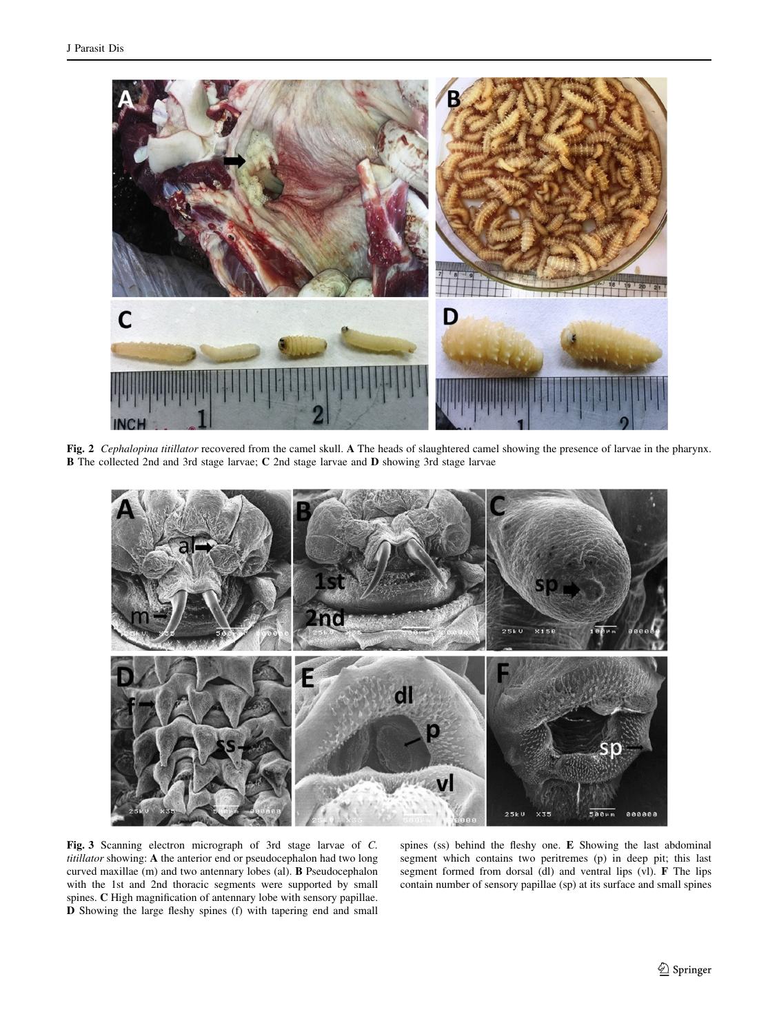**Fig. 2** *Cephalopina titillator* recovered from the camel skull. **A** The heads of slaughtered camel showing the presence of larvae in the pharynx. **B** The collected 2nd and 3rd stage larvae; **C** 2nd stage larvae and **D** showing 3rd stage larvae

**Fig. 3** Scanning electron micrograph of 3rd stage larvae of *C. titillator* showing: **A** the anterior end or pseudocephalon had two long curved maxillae (m) and two antennary lobes (al). **B** Pseudocephalon with the 1st and 2nd thoracic segments were supported by small spines. **C** High magnification of antennary lobe with sensory papillae. **D** Showing the large fleshy spines (f) with tapering end and small spines (ss) behind the fleshy one. **E** Showing the last abdominal segment which contains two peritremes (p) in deep pit; this last segment formed from dorsal (dl) and ventral lips (vl). **F** The lips contain number of sensory papillae (sp) at its surface and small spines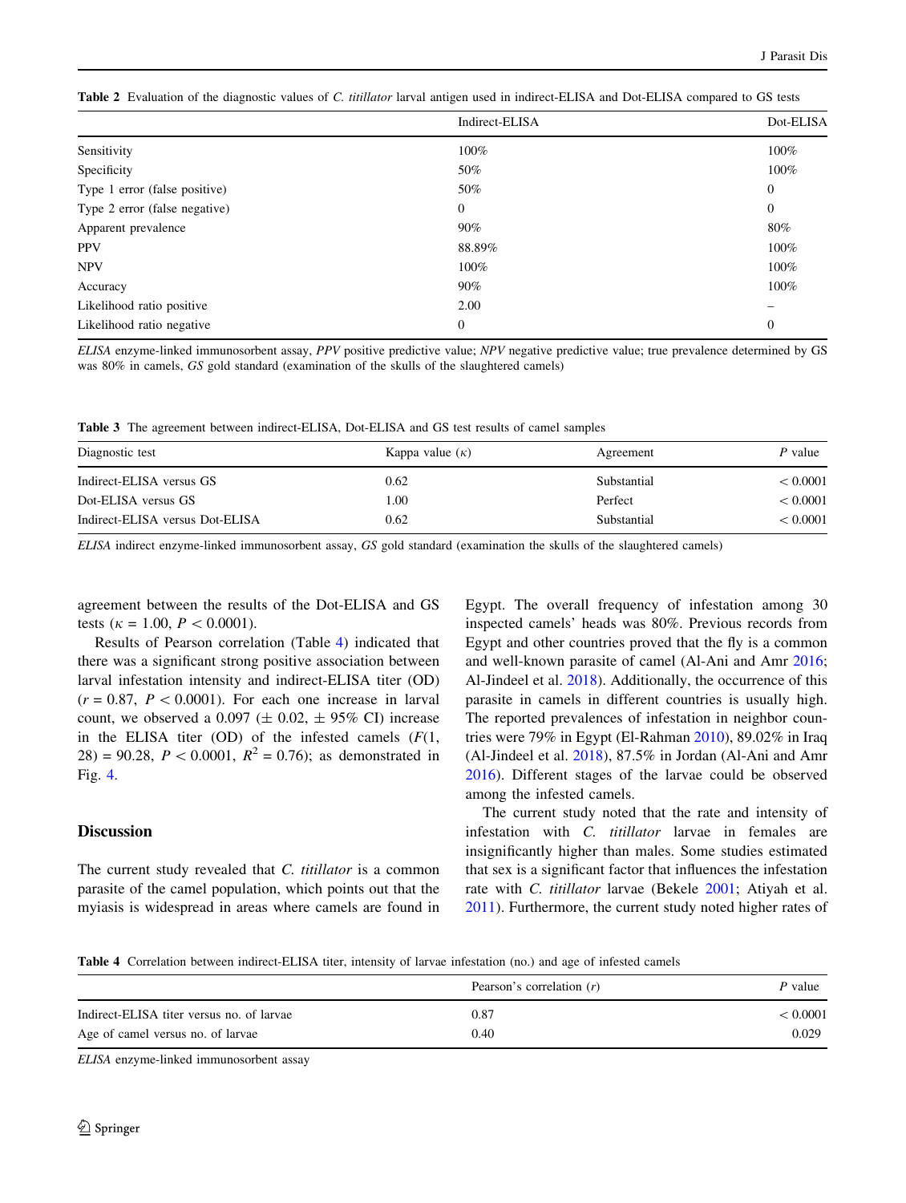**Table 2** Evaluation of the diagnostic values of *C. titillator* larval antigen used in indirect-ELISA and Dot-ELISA compared to GS tests

| | Indirect-ELISA | Dot-ELISA |
|---|---|---|
| Sensitivity | 100% | 100% |
| Specificity | 50% | 100% |
| Type 1 error (false positive) | 50% | 0 |
| Type 2 error (false negative) | 0 | 0 |
| Apparent prevalence | 90% | 80% |
| PPV | 88.89% | 100% |
| NPV | 100% | 100% |
| Accuracy | 90% | 100% |
| Likelihood ratio positive | 2.00 | – |
| Likelihood ratio negative | 0 | 0 |

*ELISA* enzyme-linked immunosorbent assay, *PPV* positive predictive value; *NPV* negative predictive value; true prevalence determined by GS was 80% in camels, *GS* gold standard (examination of the skulls of the slaughtered camels)

**Table 3** The agreement between indirect-ELISA, Dot-ELISA and GS test results of camel samples

| Diagnostic test | Kappa value ($\kappa$) | Agreement | *P* value |
|---|---|---|---|
| Indirect-ELISA versus GS | 0.62 | Substantial | $< 0.0001$ |
| Dot-ELISA versus GS | 1.00 | Perfect | $< 0.0001$ |
| Indirect-ELISA versus Dot-ELISA | 0.62 | Substantial | $< 0.0001$ |

*ELISA* indirect enzyme-linked immunosorbent assay, *GS* gold standard (examination the skulls of the slaughtered camels)

agreement between the results of the Dot-ELISA and GS tests ($\kappa = 1.00$, $P < 0.0001$).

Results of Pearson correlation (Table 4) indicated that there was a significant strong positive association between larval infestation intensity and indirect-ELISA titer (OD) ($r = 0.87$, $P < 0.0001$). For each one increase in larval count, we observed a 0.097 ($\pm$ 0.02, $\pm$ 95% CI) increase in the ELISA titer (OD) of the infested camels ($F(1, 28) = 90.28$, $P < 0.0001$, $R^2 = 0.76$); as demonstrated in Fig. 4.

## Discussion

The current study revealed that *C. titillator* is a common parasite of the camel population, which points out that the myiasis is widespread in areas where camels are found in Egypt. The overall frequency of infestation among 30 inspected camels' heads was 80%. Previous records from Egypt and other countries proved that the fly is a common and well-known parasite of camel (Al-Ani and Amr 2016; Al-Jindeel et al. 2018). Additionally, the occurrence of this parasite in camels in different countries is usually high. The reported prevalences of infestation in neighbor countries were 79% in Egypt (El-Rahman 2010), 89.02% in Iraq (Al-Jindeel et al. 2018), 87.5% in Jordan (Al-Ani and Amr 2016). Different stages of the larvae could be observed among the infested camels.

The current study noted that the rate and intensity of infestation with *C. titillator* larvae in females are insignificantly higher than males. Some studies estimated that sex is a significant factor that influences the infestation rate with *C. titillator* larvae (Bekele 2001; Atiyah et al. 2011). Furthermore, the current study noted higher rates of

**Table 4** Correlation between indirect-ELISA titer, intensity of larvae infestation (no.) and age of infested camels

| | Pearson's correlation (*r*) | *P* value |
|---|---|---|
| Indirect-ELISA titer versus no. of larvae | 0.87 | $< 0.0001$ |
| Age of camel versus no. of larvae | 0.40 | 0.029 |

*ELISA* enzyme-linked immunosorbent assay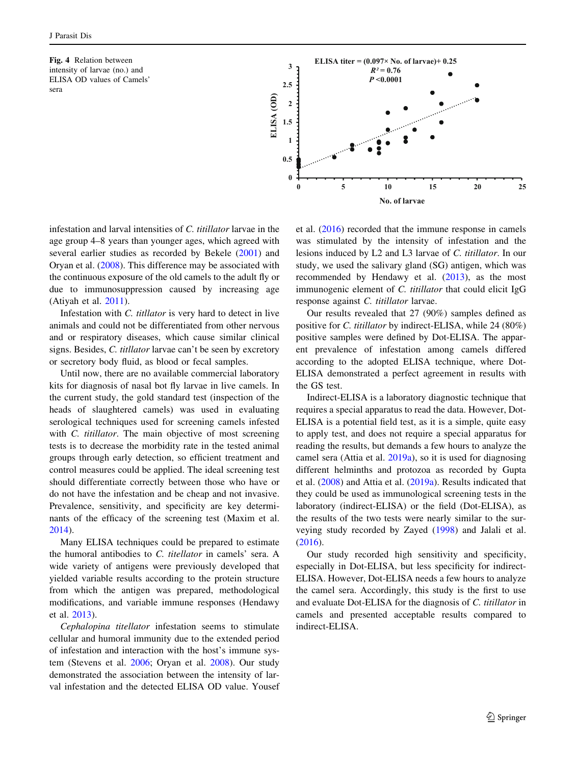**Fig. 4** Relation between intensity of larvae (no.) and ELISA OD values of Camels' sera

infestation and larval intensities of *C. titillator* larvae in the age group 4–8 years than younger ages, which agreed with several earlier studies as recorded by Bekele (2001) and Oryan et al. (2008). This difference may be associated with the continuous exposure of the old camels to the adult fly or due to immunosuppression caused by increasing age (Atiyah et al. 2011).

Infestation with *C. titllator* is very hard to detect in live animals and could not be differentiated from other nervous and or respiratory diseases, which cause similar clinical signs. Besides, *C. titllator* larvae can't be seen by excretory or secretory body fluid, as blood or fecal samples.

Until now, there are no available commercial laboratory kits for diagnosis of nasal bot fly larvae in live camels. In the current study, the gold standard test (inspection of the heads of slaughtered camels) was used in evaluating serological techniques used for screening camels infested with *C. titillator*. The main objective of most screening tests is to decrease the morbidity rate in the tested animal groups through early detection, so efficient treatment and control measures could be applied. The ideal screening test should differentiate correctly between those who have or do not have the infestation and be cheap and not invasive. Prevalence, sensitivity, and specificity are key determinants of the efficacy of the screening test (Maxim et al. 2014).

Many ELISA techniques could be prepared to estimate the humoral antibodies to *C. titellator* in camels' sera. A wide variety of antigens were previously developed that yielded variable results according to the protein structure from which the antigen was prepared, methodological modifications, and variable immune responses (Hendawy et al. 2013).

*Cephalopina titellator* infestation seems to stimulate cellular and humoral immunity due to the extended period of infestation and interaction with the host's immune system (Stevens et al. 2006; Oryan et al. 2008). Our study demonstrated the association between the intensity of larval infestation and the detected ELISA OD value. Yousef et al. (2016) recorded that the immune response in camels was stimulated by the intensity of infestation and the lesions induced by L2 and L3 larvae of *C. titillator*. In our study, we used the salivary gland (SG) antigen, which was recommended by Hendawy et al. (2013), as the most immunogenic element of *C. titillator* that could elicit IgG response against *C. titillator* larvae.

Our results revealed that 27 (90%) samples defined as positive for *C. titillator* by indirect-ELISA, while 24 (80%) positive samples were defined by Dot-ELISA. The apparent prevalence of infestation among camels differed according to the adopted ELISA technique, where Dot-ELISA demonstrated a perfect agreement in results with the GS test.

Indirect-ELISA is a laboratory diagnostic technique that requires a special apparatus to read the data. However, Dot-ELISA is a potential field test, as it is a simple, quite easy to apply test, and does not require a special apparatus for reading the results, but demands a few hours to analyze the camel sera (Attia et al. 2019a), so it is used for diagnosing different helminths and protozoa as recorded by Gupta et al. (2008) and Attia et al. (2019a). Results indicated that they could be used as immunological screening tests in the laboratory (indirect-ELISA) or the field (Dot-ELISA), as the results of the two tests were nearly similar to the surveying study recorded by Zayed (1998) and Jalali et al. (2016).

Our study recorded high sensitivity and specificity, especially in Dot-ELISA, but less specificity for indirect-ELISA. However, Dot-ELISA needs a few hours to analyze the camel sera. Accordingly, this study is the first to use and evaluate Dot-ELISA for the diagnosis of *C. titillator* in camels and presented acceptable results compared to indirect-ELISA.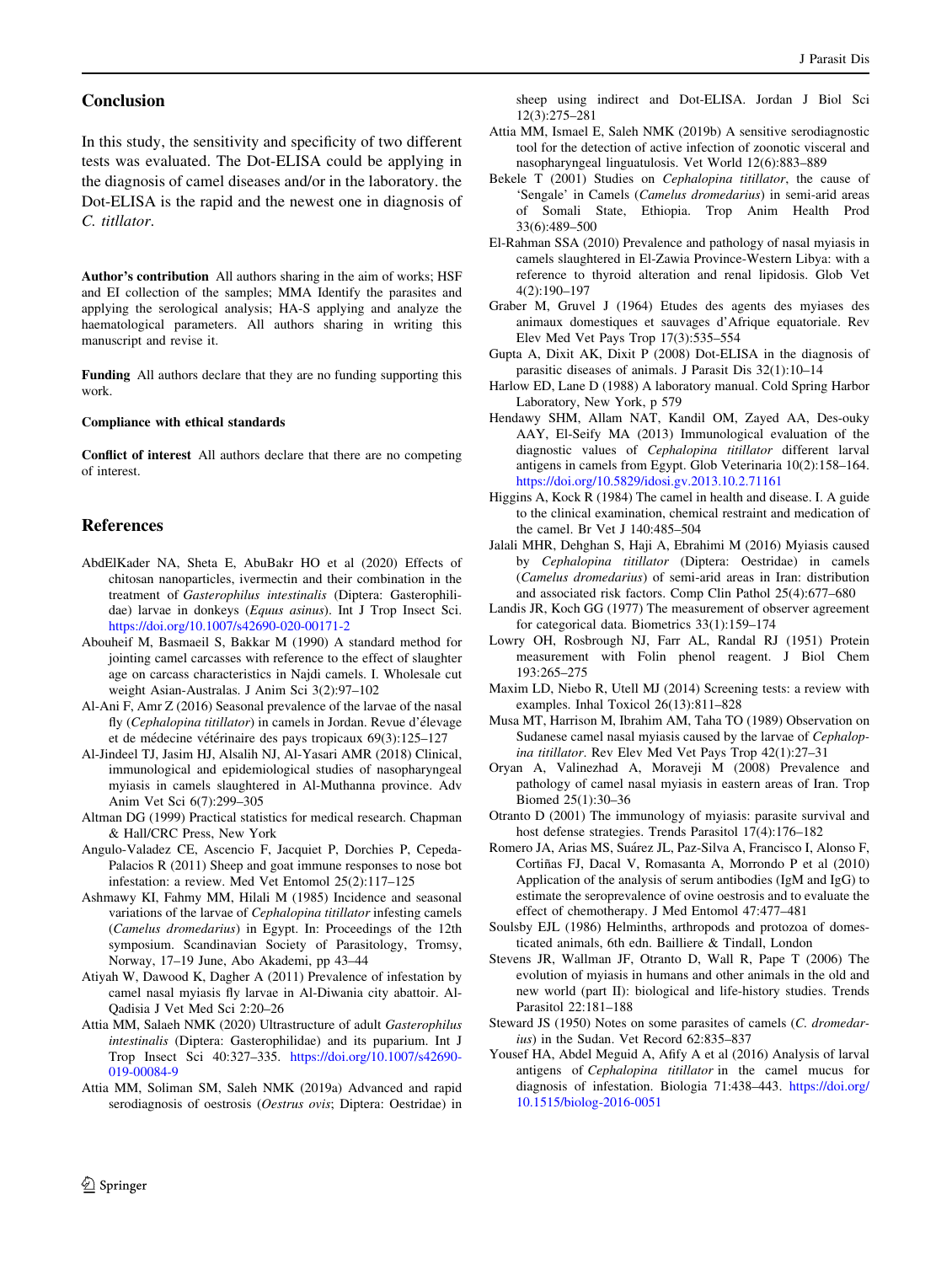## Conclusion

In this study, the sensitivity and specificity of two different tests was evaluated. The Dot-ELISA could be applying in the diagnosis of camel diseases and/or in the laboratory. the Dot-ELISA is the rapid and the newest one in diagnosis of *C. titllator*.

**Author's contribution** All authors sharing in the aim of works; HSF and EI collection of the samples; MMA Identify the parasites and applying the serological analysis; HA-S applying and analyze the haematological parameters. All authors sharing in writing this manuscript and revise it.

**Funding** All authors declare that they are no funding supporting this work.

**Compliance with ethical standards**

**Conflict of interest** All authors declare that there are no competing of interest.

## References

AbdElKader NA, Sheta E, AbuBakr HO et al (2020) Effects of chitosan nanoparticles, ivermectin and their combination in the treatment of *Gasterophilus intestinalis* (Diptera: Gasterophilidae) larvae in donkeys (*Equus asinus*). Int J Trop Insect Sci. https://doi.org/10.1007/s42690-020-00171-2

Abouheif M, Basmaeil S, Bakkar M (1990) A standard method for jointing camel carcasses with reference to the effect of slaughter age on carcass characteristics in Najdi camels. I. Wholesale cut weight Asian-Australas. J Anim Sci 3(2):97–102

Al-Ani F, Amr Z (2016) Seasonal prevalence of the larvae of the nasal fly (*Cephalopina titillator*) in camels in Jordan. Revue d'élevage et de médecine vétérinaire des pays tropicaux 69(3):125–127

Al-Jindeel TJ, Jasim HJ, Alsalih NJ, Al-Yasari AMR (2018) Clinical, immunological and epidemiological studies of nasopharyngeal myiasis in camels slaughtered in Al-Muthanna province. Adv Anim Vet Sci 6(7):299–305

Altman DG (1999) Practical statistics for medical research. Chapman & Hall/CRC Press, New York

Angulo-Valadez CE, Ascencio F, Jacquiet P, Dorchies P, Cepeda-Palacios R (2011) Sheep and goat immune responses to nose bot infestation: a review. Med Vet Entomol 25(2):117–125

Ashmawy KI, Fahmy MM, Hilali M (1985) Incidence and seasonal variations of the larvae of *Cephalopina titillator* infesting camels (*Camelus dromedarius*) in Egypt. In: Proceedings of the 12th symposium. Scandinavian Society of Parasitology, Tromsy, Norway, 17–19 June, Abo Akademi, pp 43–44

Atiyah W, Dawood K, Dagher A (2011) Prevalence of infestation by camel nasal myiasis fly larvae in Al-Diwania city abattoir. Al-Qadisia J Vet Med Sci 2:20–26

Attia MM, Salaeh NMK (2020) Ultrastructure of adult *Gasterophilus intestinalis* (Diptera: Gasterophilidae) and its puparium. Int J Trop Insect Sci 40:327–335. https://doi.org/10.1007/s42690-019-00084-9

Attia MM, Soliman SM, Saleh NMK (2019a) Advanced and rapid serodiagnosis of oestrosis (*Oestrus ovis*; Diptera: Oestridae) in sheep using indirect and Dot-ELISA. Jordan J Biol Sci 12(3):275–281

Attia MM, Ismael E, Saleh NMK (2019b) A sensitive serodiagnostic tool for the detection of active infection of zoonotic visceral and nasopharyngeal linguatulosis. Vet World 12(6):883–889

Bekele T (2001) Studies on *Cephalopina titillator*, the cause of 'Sengale' in Camels (*Camelus dromedarius*) in semi-arid areas of Somali State, Ethiopia. Trop Anim Health Prod 33(6):489–500

El-Rahman SSA (2010) Prevalence and pathology of nasal myiasis in camels slaughtered in El-Zawia Province-Western Libya: with a reference to thyroid alteration and renal lipidosis. Glob Vet 4(2):190–197

Graber M, Gruvel J (1964) Etudes des agents des myiases des animaux domestiques et sauvages d'Afrique equatoriale. Rev Elev Med Vet Pays Trop 17(3):535–554

Gupta A, Dixit AK, Dixit P (2008) Dot-ELISA in the diagnosis of parasitic diseases of animals. J Parasit Dis 32(1):10–14

Harlow ED, Lane D (1988) A laboratory manual. Cold Spring Harbor Laboratory, New York, p 579

Hendawy SHM, Allam NAT, Kandil OM, Zayed AA, Des-ouky AAY, El-Seify MA (2013) Immunological evaluation of the diagnostic values of *Cephalopina titillator* different larval antigens in camels from Egypt. Glob Veterinaria 10(2):158–164. https://doi.org/10.5829/idosi.gv.2013.10.2.71161

Higgins A, Kock R (1984) The camel in health and disease. I. A guide to the clinical examination, chemical restraint and medication of the camel. Br Vet J 140:485–504

Jalali MHR, Dehghan S, Haji A, Ebrahimi M (2016) Myiasis caused by *Cephalopina titillator* (Diptera: Oestridae) in camels (*Camelus dromedarius*) of semi-arid areas in Iran: distribution and associated risk factors. Comp Clin Pathol 25(4):677–680

Landis JR, Koch GG (1977) The measurement of observer agreement for categorical data. Biometrics 33(1):159–174

Lowry OH, Rosbrough NJ, Farr AL, Randal RJ (1951) Protein measurement with Folin phenol reagent. J Biol Chem 193:265–275

Maxim LD, Niebo R, Utell MJ (2014) Screening tests: a review with examples. Inhal Toxicol 26(13):811–828

Musa MT, Harrison M, Ibrahim AM, Taha TO (1989) Observation on Sudanese camel nasal myiasis caused by the larvae of *Cephalopina titillator*. Rev Elev Med Vet Pays Trop 42(1):27–31

Oryan A, Valinezhad A, Moraveji M (2008) Prevalence and pathology of camel nasal myiasis in eastern areas of Iran. Trop Biomed 25(1):30–36

Otranto D (2001) The immunology of myiasis: parasite survival and host defense strategies. Trends Parasitol 17(4):176–182

Romero JA, Arias MS, Suárez JL, Paz-Silva A, Francisco I, Alonso F, Cortiñas FJ, Dacal V, Romasanta A, Morrondo P et al (2010) Application of the analysis of serum antibodies (IgM and IgG) to estimate the seroprevalence of ovine oestrosis and to evaluate the effect of chemotherapy. J Med Entomol 47:477–481

Soulsby EJL (1986) Helminths, arthropods and protozoa of domesticated animals, 6th edn. Bailliere & Tindall, London

Stevens JR, Wallman JF, Otranto D, Wall R, Pape T (2006) The evolution of myiasis in humans and other animals in the old and new world (part II): biological and life-history studies. Trends Parasitol 22:181–188

Steward JS (1950) Notes on some parasites of camels (*C. dromedarius*) in the Sudan. Vet Record 62:835–837

Yousef HA, Abdel Meguid A, Afify A et al (2016) Analysis of larval antigens of *Cephalopina titillator* in the camel mucus for diagnosis of infestation. Biologia 71:438–443. https://doi.org/10.1515/biolog-2016-0051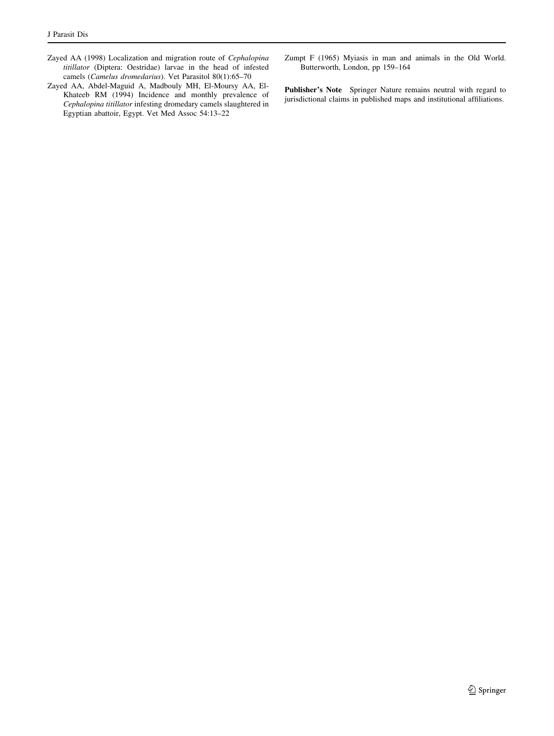Zayed AA (1998) Localization and migration route of *Cephalopina titillator* (Diptera: Oestridae) larvae in the head of infested camels (*Camelus dromedarius*). Vet Parasitol 80(1):65–70

Zayed AA, Abdel-Maguid A, Madbouly MH, El-Moursy AA, El-Khateeb RM (1994) Incidence and monthly prevalence of *Cephalopina titillator* infesting dromedary camels slaughtered in Egyptian abattoir, Egypt. Vet Med Assoc 54:13–22

Zumpt F (1965) Myiasis in man and animals in the Old World. Butterworth, London, pp 159–164

**Publisher's Note** Springer Nature remains neutral with regard to jurisdictional claims in published maps and institutional affiliations.